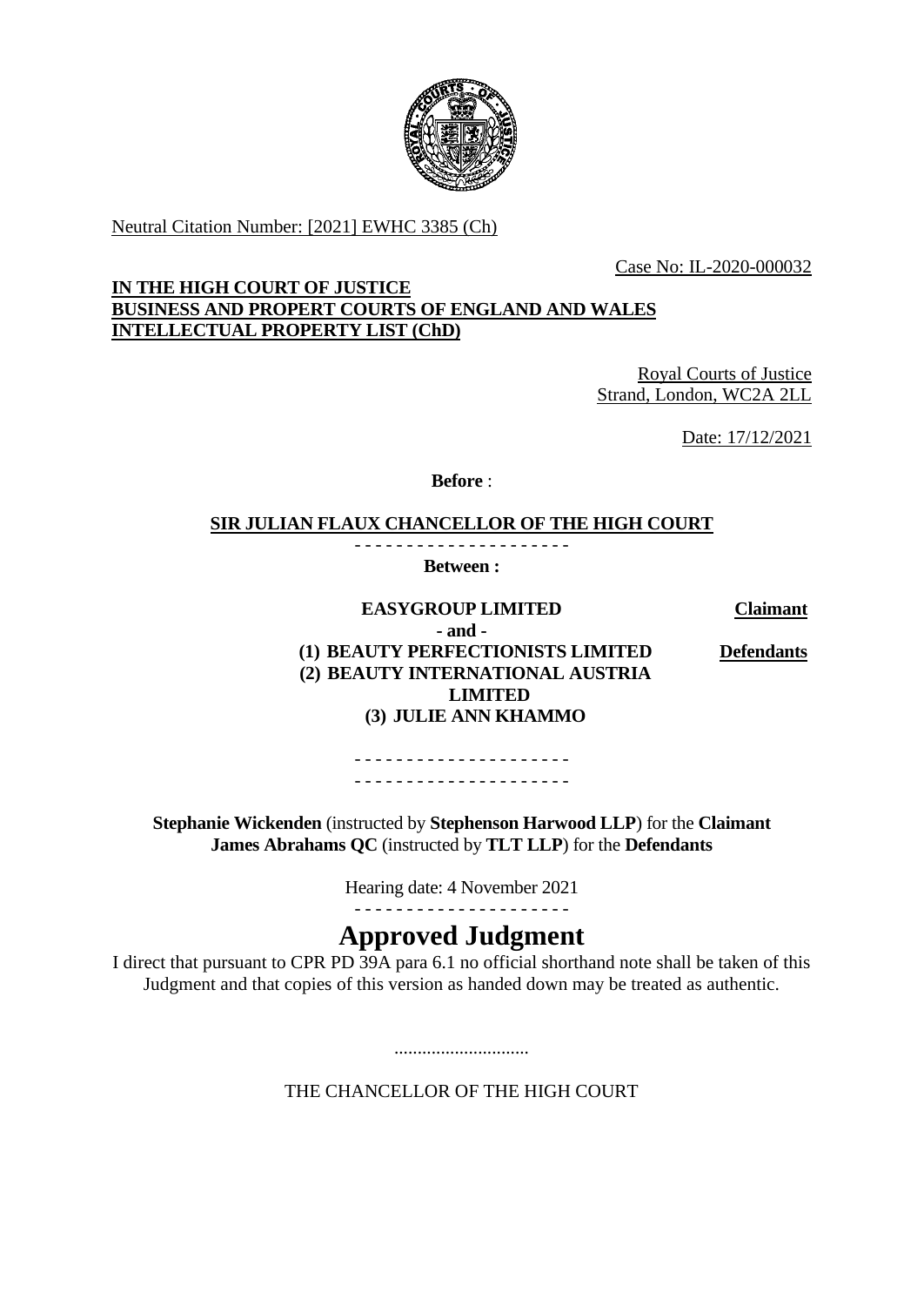Neutral Citation Number: [2021] EWHC 3385 (Ch)

Case No: IL-2020-000032

**IN THE HIGH COURT OF JUSTICE**
**BUSINESS AND PROPERT COURTS OF ENGLAND AND WALES**
**INTELLECTUAL PROPERTY LIST (ChD)**

Royal Courts of Justice
Strand, London, WC2A 2LL

Date: 17/12/2021

**Before** :

**SIR JULIAN FLAUX CHANCELLOR OF THE HIGH COURT**

- - - - - - - - - - - - - - - - - - - - -

**Between :**

| | |
|---|---|
| **EASYGROUP LIMITED** | **Claimant** |
| **- and -** | |
| **(1) BEAUTY PERFECTIONISTS LIMITED** **(2) BEAUTY INTERNATIONAL AUSTRIA LIMITED** **(3) JULIE ANN KHAMMO** | **Defendants** |

- - - - - - - - - - - - - - - - - - - - -
- - - - - - - - - - - - - - - - - - - - -

**Stephanie Wickenden** (instructed by **Stephenson Harwood LLP**) for the **Claimant**
**James Abrahams QC** (instructed by **TLT LLP**) for the **Defendants**

Hearing date: 4 November 2021

- - - - - - - - - - - - - - - - - - - - -

# Approved Judgment

I direct that pursuant to CPR PD 39A para 6.1 no official shorthand note shall be taken of this Judgment and that copies of this version as handed down may be treated as authentic.

.............................

THE CHANCELLOR OF THE HIGH COURT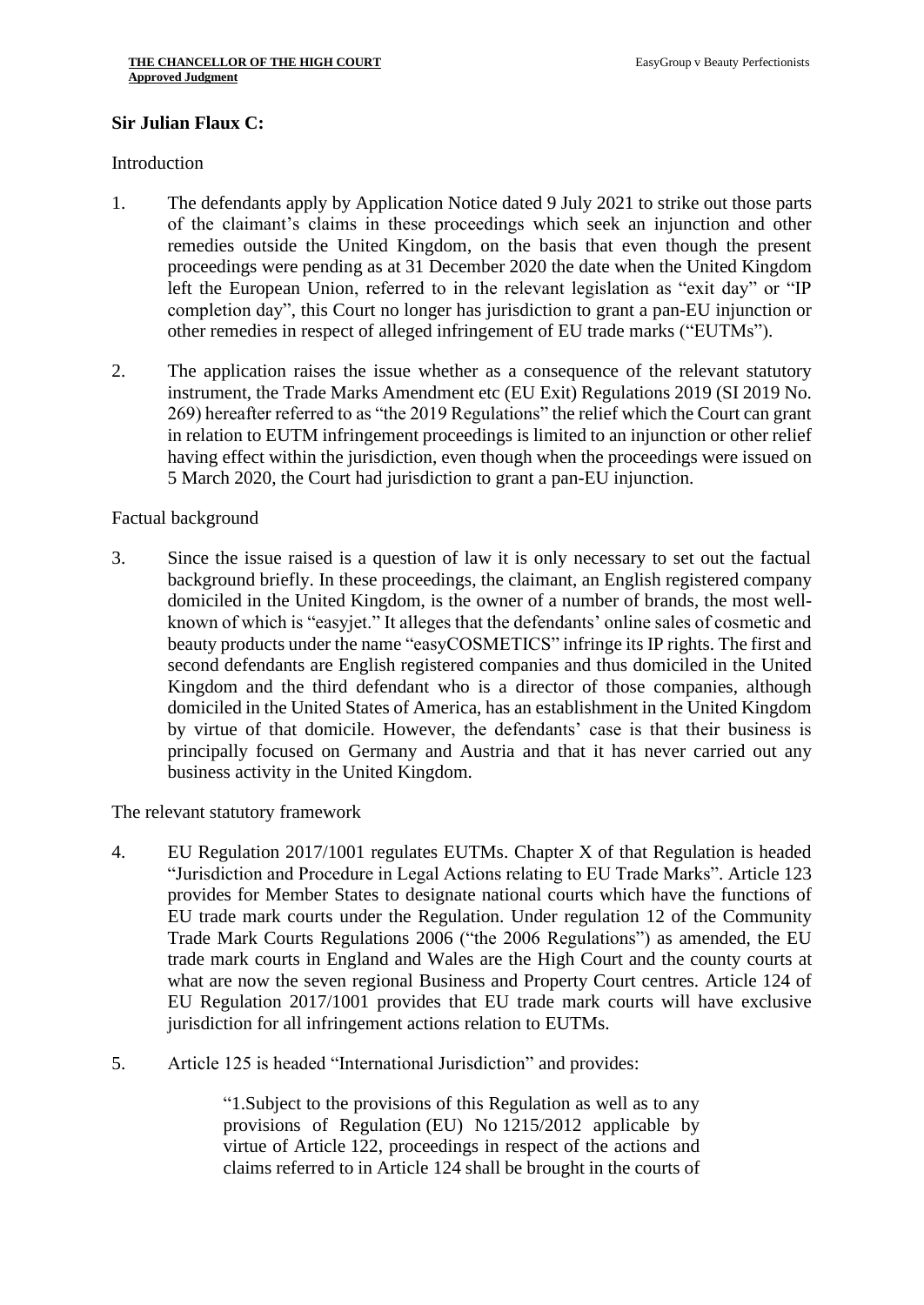**Sir Julian Flaux C:**

Introduction

1. The defendants apply by Application Notice dated 9 July 2021 to strike out those parts of the claimant's claims in these proceedings which seek an injunction and other remedies outside the United Kingdom, on the basis that even though the present proceedings were pending as at 31 December 2020 the date when the United Kingdom left the European Union, referred to in the relevant legislation as "exit day" or "IP completion day", this Court no longer has jurisdiction to grant a pan-EU injunction or other remedies in respect of alleged infringement of EU trade marks ("EUTMs").

2. The application raises the issue whether as a consequence of the relevant statutory instrument, the Trade Marks Amendment etc (EU Exit) Regulations 2019 (SI 2019 No. 269) hereafter referred to as "the 2019 Regulations" the relief which the Court can grant in relation to EUTM infringement proceedings is limited to an injunction or other relief having effect within the jurisdiction, even though when the proceedings were issued on 5 March 2020, the Court had jurisdiction to grant a pan-EU injunction.

Factual background

3. Since the issue raised is a question of law it is only necessary to set out the factual background briefly. In these proceedings, the claimant, an English registered company domiciled in the United Kingdom, is the owner of a number of brands, the most well-known of which is "easyjet." It alleges that the defendants' online sales of cosmetic and beauty products under the name "easyCOSMETICS" infringe its IP rights. The first and second defendants are English registered companies and thus domiciled in the United Kingdom and the third defendant who is a director of those companies, although domiciled in the United States of America, has an establishment in the United Kingdom by virtue of that domicile. However, the defendants' case is that their business is principally focused on Germany and Austria and that it has never carried out any business activity in the United Kingdom.

The relevant statutory framework

4. EU Regulation 2017/1001 regulates EUTMs. Chapter X of that Regulation is headed "Jurisdiction and Procedure in Legal Actions relating to EU Trade Marks". Article 123 provides for Member States to designate national courts which have the functions of EU trade mark courts under the Regulation. Under regulation 12 of the Community Trade Mark Courts Regulations 2006 ("the 2006 Regulations") as amended, the EU trade mark courts in England and Wales are the High Court and the county courts at what are now the seven regional Business and Property Court centres. Article 124 of EU Regulation 2017/1001 provides that EU trade mark courts will have exclusive jurisdiction for all infringement actions relation to EUTMs.

5. Article 125 is headed "International Jurisdiction" and provides:

> "1.Subject to the provisions of this Regulation as well as to any provisions of Regulation (EU) No 1215/2012 applicable by virtue of Article 122, proceedings in respect of the actions and claims referred to in Article 124 shall be brought in the courts of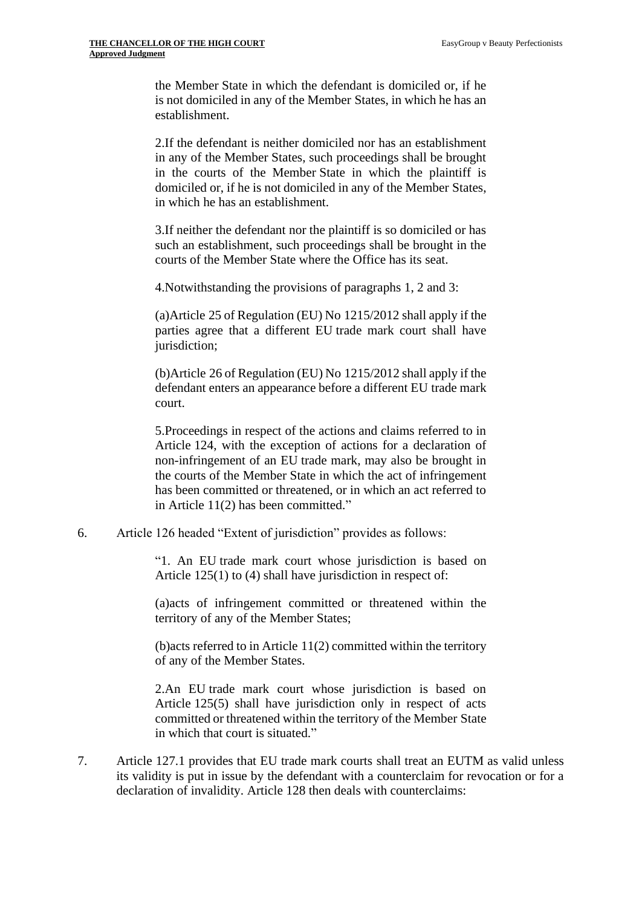> the Member State in which the defendant is domiciled or, if he is not domiciled in any of the Member States, in which he has an establishment.
>
> 2.If the defendant is neither domiciled nor has an establishment in any of the Member States, such proceedings shall be brought in the courts of the Member State in which the plaintiff is domiciled or, if he is not domiciled in any of the Member States, in which he has an establishment.
>
> 3.If neither the defendant nor the plaintiff is so domiciled or has such an establishment, such proceedings shall be brought in the courts of the Member State where the Office has its seat.
>
> 4.Notwithstanding the provisions of paragraphs 1, 2 and 3:
>
> (a)Article 25 of Regulation (EU) No 1215/2012 shall apply if the parties agree that a different EU trade mark court shall have jurisdiction;
>
> (b)Article 26 of Regulation (EU) No 1215/2012 shall apply if the defendant enters an appearance before a different EU trade mark court.
>
> 5.Proceedings in respect of the actions and claims referred to in Article 124, with the exception of actions for a declaration of non-infringement of an EU trade mark, may also be brought in the courts of the Member State in which the act of infringement has been committed or threatened, or in which an act referred to in Article 11(2) has been committed."

6. Article 126 headed "Extent of jurisdiction" provides as follows:

> "1. An EU trade mark court whose jurisdiction is based on Article 125(1) to (4) shall have jurisdiction in respect of:
>
> (a)acts of infringement committed or threatened within the territory of any of the Member States;
>
> (b)acts referred to in Article 11(2) committed within the territory of any of the Member States.
>
> 2.An EU trade mark court whose jurisdiction is based on Article 125(5) shall have jurisdiction only in respect of acts committed or threatened within the territory of the Member State in which that court is situated."

7. Article 127.1 provides that EU trade mark courts shall treat an EUTM as valid unless its validity is put in issue by the defendant with a counterclaim for revocation or for a declaration of invalidity. Article 128 then deals with counterclaims: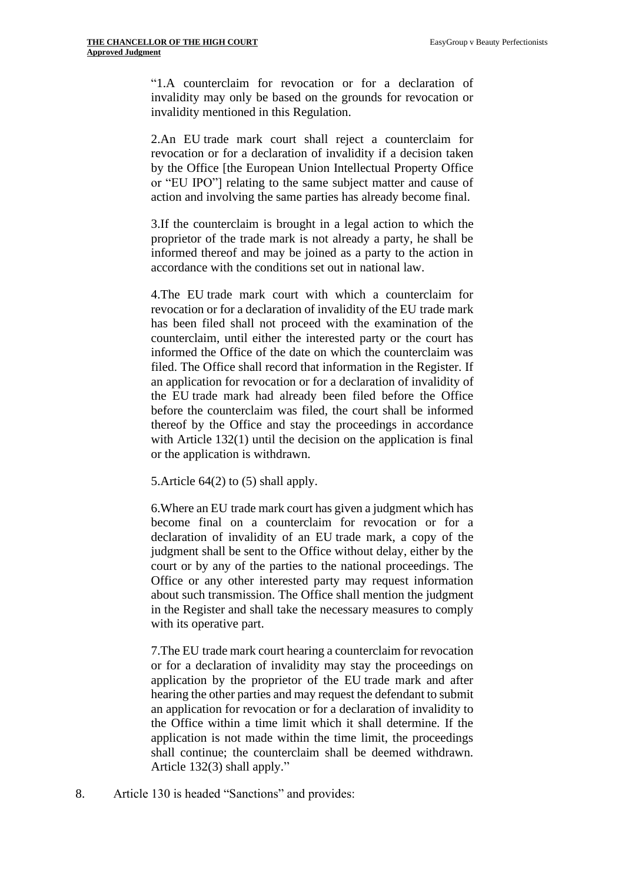> "1.A counterclaim for revocation or for a declaration of invalidity may only be based on the grounds for revocation or invalidity mentioned in this Regulation.
>
> 2.An EU trade mark court shall reject a counterclaim for revocation or for a declaration of invalidity if a decision taken by the Office [the European Union Intellectual Property Office or "EU IPO"] relating to the same subject matter and cause of action and involving the same parties has already become final.
>
> 3.If the counterclaim is brought in a legal action to which the proprietor of the trade mark is not already a party, he shall be informed thereof and may be joined as a party to the action in accordance with the conditions set out in national law.
>
> 4.The EU trade mark court with which a counterclaim for revocation or for a declaration of invalidity of the EU trade mark has been filed shall not proceed with the examination of the counterclaim, until either the interested party or the court has informed the Office of the date on which the counterclaim was filed. The Office shall record that information in the Register. If an application for revocation or for a declaration of invalidity of the EU trade mark had already been filed before the Office before the counterclaim was filed, the court shall be informed thereof by the Office and stay the proceedings in accordance with Article 132(1) until the decision on the application is final or the application is withdrawn.
>
> 5.Article 64(2) to (5) shall apply.
>
> 6.Where an EU trade mark court has given a judgment which has become final on a counterclaim for revocation or for a declaration of invalidity of an EU trade mark, a copy of the judgment shall be sent to the Office without delay, either by the court or by any of the parties to the national proceedings. The Office or any other interested party may request information about such transmission. The Office shall mention the judgment in the Register and shall take the necessary measures to comply with its operative part.
>
> 7.The EU trade mark court hearing a counterclaim for revocation or for a declaration of invalidity may stay the proceedings on application by the proprietor of the EU trade mark and after hearing the other parties and may request the defendant to submit an application for revocation or for a declaration of invalidity to the Office within a time limit which it shall determine. If the application is not made within the time limit, the proceedings shall continue; the counterclaim shall be deemed withdrawn. Article 132(3) shall apply."

8. Article 130 is headed "Sanctions" and provides: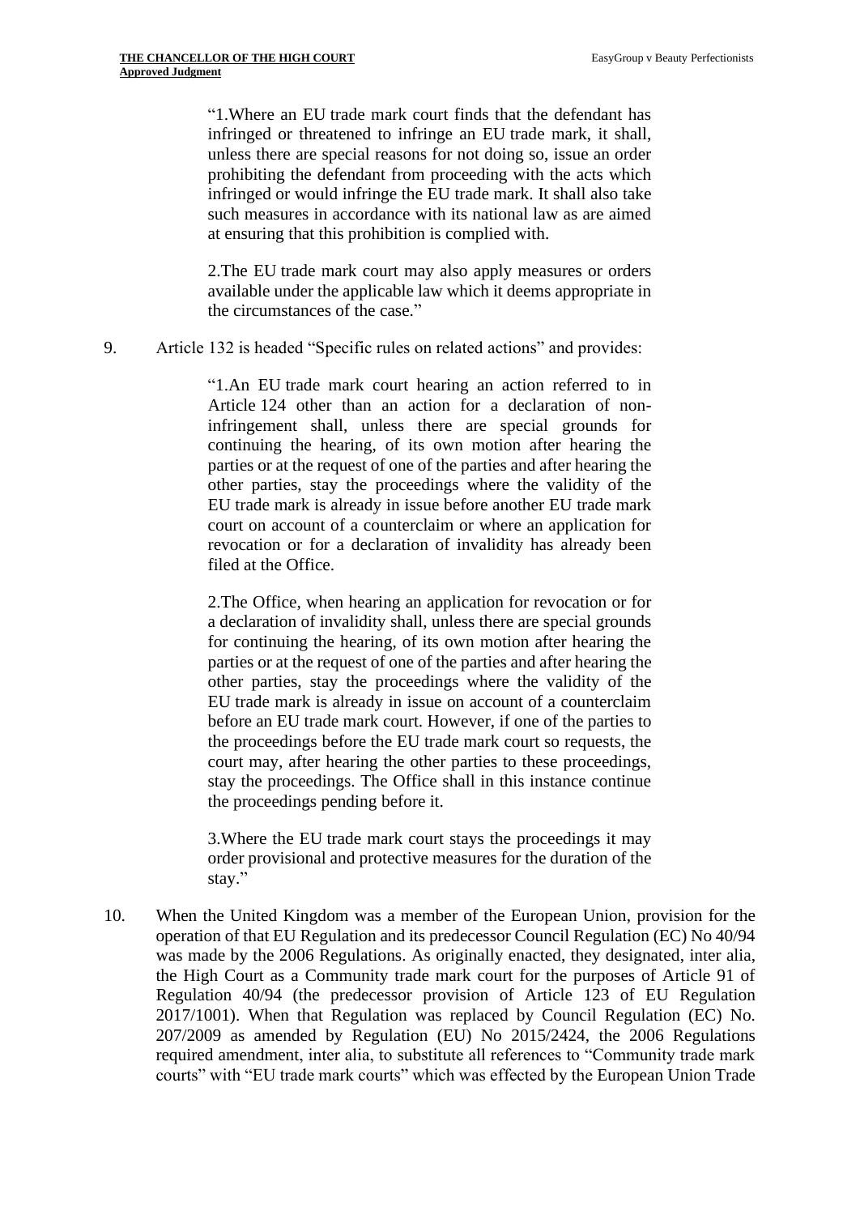> "1.Where an EU trade mark court finds that the defendant has infringed or threatened to infringe an EU trade mark, it shall, unless there are special reasons for not doing so, issue an order prohibiting the defendant from proceeding with the acts which infringed or would infringe the EU trade mark. It shall also take such measures in accordance with its national law as are aimed at ensuring that this prohibition is complied with.
>
> 2.The EU trade mark court may also apply measures or orders available under the applicable law which it deems appropriate in the circumstances of the case."

9. Article 132 is headed "Specific rules on related actions" and provides:

> "1.An EU trade mark court hearing an action referred to in Article 124 other than an action for a declaration of non-infringement shall, unless there are special grounds for continuing the hearing, of its own motion after hearing the parties or at the request of one of the parties and after hearing the other parties, stay the proceedings where the validity of the EU trade mark is already in issue before another EU trade mark court on account of a counterclaim or where an application for revocation or for a declaration of invalidity has already been filed at the Office.
>
> 2.The Office, when hearing an application for revocation or for a declaration of invalidity shall, unless there are special grounds for continuing the hearing, of its own motion after hearing the parties or at the request of one of the parties and after hearing the other parties, stay the proceedings where the validity of the EU trade mark is already in issue on account of a counterclaim before an EU trade mark court. However, if one of the parties to the proceedings before the EU trade mark court so requests, the court may, after hearing the other parties to these proceedings, stay the proceedings. The Office shall in this instance continue the proceedings pending before it.
>
> 3.Where the EU trade mark court stays the proceedings it may order provisional and protective measures for the duration of the stay."

10. When the United Kingdom was a member of the European Union, provision for the operation of that EU Regulation and its predecessor Council Regulation (EC) No 40/94 was made by the 2006 Regulations. As originally enacted, they designated, inter alia, the High Court as a Community trade mark court for the purposes of Article 91 of Regulation 40/94 (the predecessor provision of Article 123 of EU Regulation 2017/1001). When that Regulation was replaced by Council Regulation (EC) No. 207/2009 as amended by Regulation (EU) No 2015/2424, the 2006 Regulations required amendment, inter alia, to substitute all references to "Community trade mark courts" with "EU trade mark courts" which was effected by the European Union Trade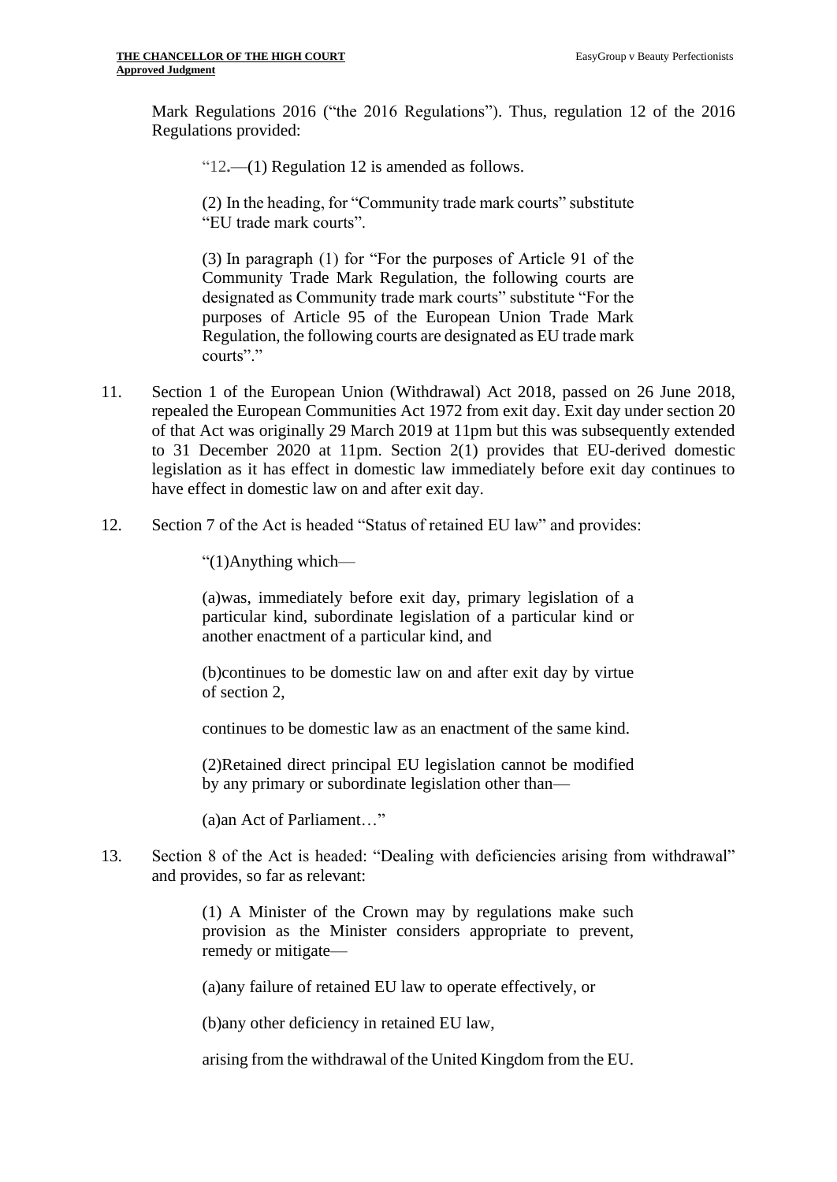Mark Regulations 2016 ("the 2016 Regulations"). Thus, regulation 12 of the 2016 Regulations provided:

> "12.—(1) Regulation 12 is amended as follows.
>
> (2) In the heading, for "Community trade mark courts" substitute "EU trade mark courts".
>
> (3) In paragraph (1) for "For the purposes of Article 91 of the Community Trade Mark Regulation, the following courts are designated as Community trade mark courts" substitute "For the purposes of Article 95 of the European Union Trade Mark Regulation, the following courts are designated as EU trade mark courts"."

11. Section 1 of the European Union (Withdrawal) Act 2018, passed on 26 June 2018, repealed the European Communities Act 1972 from exit day. Exit day under section 20 of that Act was originally 29 March 2019 at 11pm but this was subsequently extended to 31 December 2020 at 11pm. Section 2(1) provides that EU-derived domestic legislation as it has effect in domestic law immediately before exit day continues to have effect in domestic law on and after exit day.

12. Section 7 of the Act is headed "Status of retained EU law" and provides:

> "(1)Anything which—
>
> (a)was, immediately before exit day, primary legislation of a particular kind, subordinate legislation of a particular kind or another enactment of a particular kind, and
>
> (b)continues to be domestic law on and after exit day by virtue of section 2,
>
> continues to be domestic law as an enactment of the same kind.
>
> (2)Retained direct principal EU legislation cannot be modified by any primary or subordinate legislation other than—
>
> (a)an Act of Parliament…"

13. Section 8 of the Act is headed: "Dealing with deficiencies arising from withdrawal" and provides, so far as relevant:

> (1) A Minister of the Crown may by regulations make such provision as the Minister considers appropriate to prevent, remedy or mitigate—
>
> (a)any failure of retained EU law to operate effectively, or
>
> (b)any other deficiency in retained EU law,
>
> arising from the withdrawal of the United Kingdom from the EU.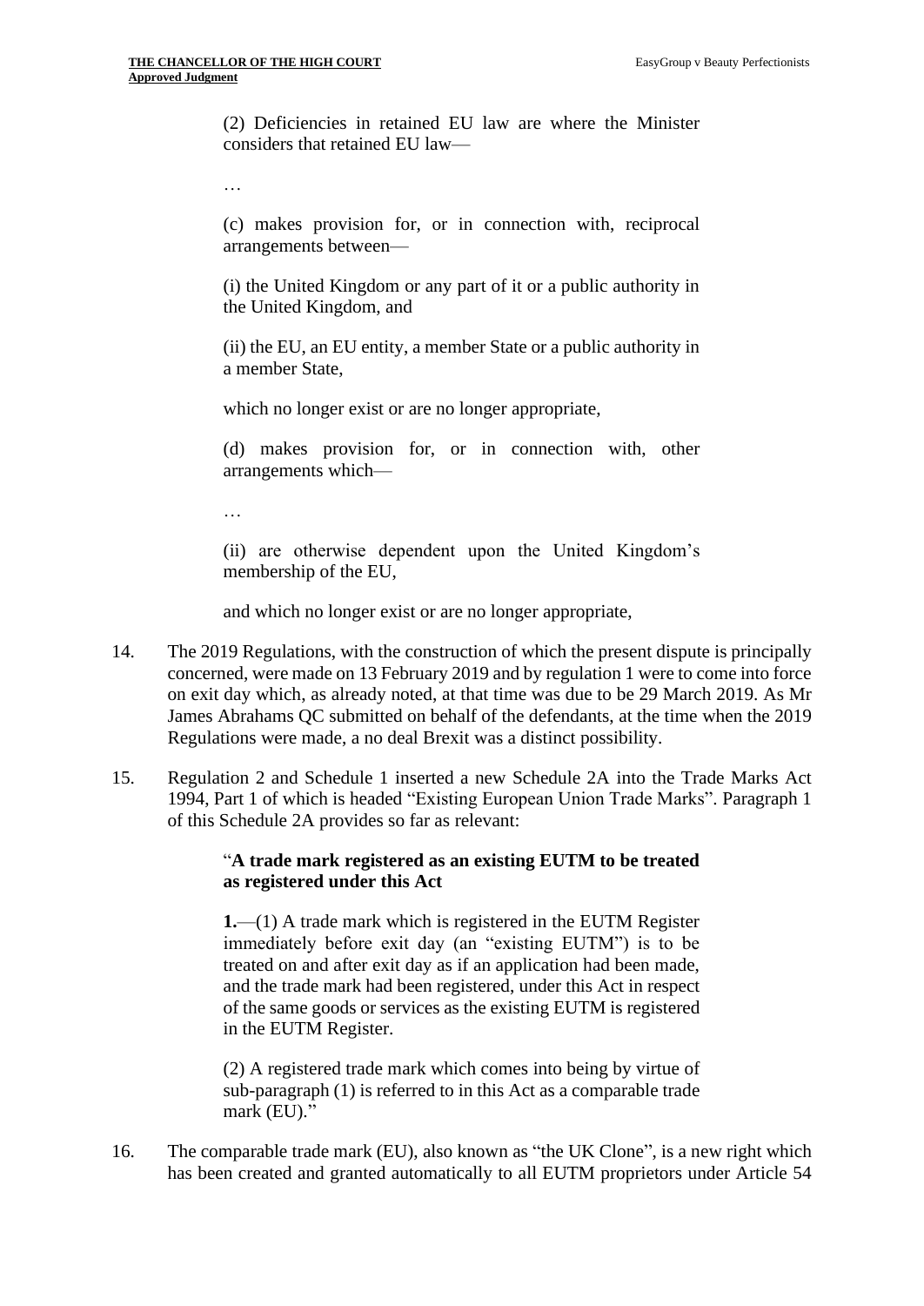> (2) Deficiencies in retained EU law are where the Minister considers that retained EU law—
>
> …
>
> (c) makes provision for, or in connection with, reciprocal arrangements between—
>
> (i) the United Kingdom or any part of it or a public authority in the United Kingdom, and
>
> (ii) the EU, an EU entity, a member State or a public authority in a member State,
>
> which no longer exist or are no longer appropriate,
>
> (d) makes provision for, or in connection with, other arrangements which—
>
> …
>
> (ii) are otherwise dependent upon the United Kingdom's membership of the EU,
>
> and which no longer exist or are no longer appropriate,

14. The 2019 Regulations, with the construction of which the present dispute is principally concerned, were made on 13 February 2019 and by regulation 1 were to come into force on exit day which, as already noted, at that time was due to be 29 March 2019. As Mr James Abrahams QC submitted on behalf of the defendants, at the time when the 2019 Regulations were made, a no deal Brexit was a distinct possibility.

15. Regulation 2 and Schedule 1 inserted a new Schedule 2A into the Trade Marks Act 1994, Part 1 of which is headed "Existing European Union Trade Marks". Paragraph 1 of this Schedule 2A provides so far as relevant:

> "**A trade mark registered as an existing EUTM to be treated as registered under this Act**
>
> **1.**—(1) A trade mark which is registered in the EUTM Register immediately before exit day (an "existing EUTM") is to be treated on and after exit day as if an application had been made, and the trade mark had been registered, under this Act in respect of the same goods or services as the existing EUTM is registered in the EUTM Register.
>
> (2) A registered trade mark which comes into being by virtue of sub-paragraph (1) is referred to in this Act as a comparable trade mark (EU)."

16. The comparable trade mark (EU), also known as "the UK Clone", is a new right which has been created and granted automatically to all EUTM proprietors under Article 54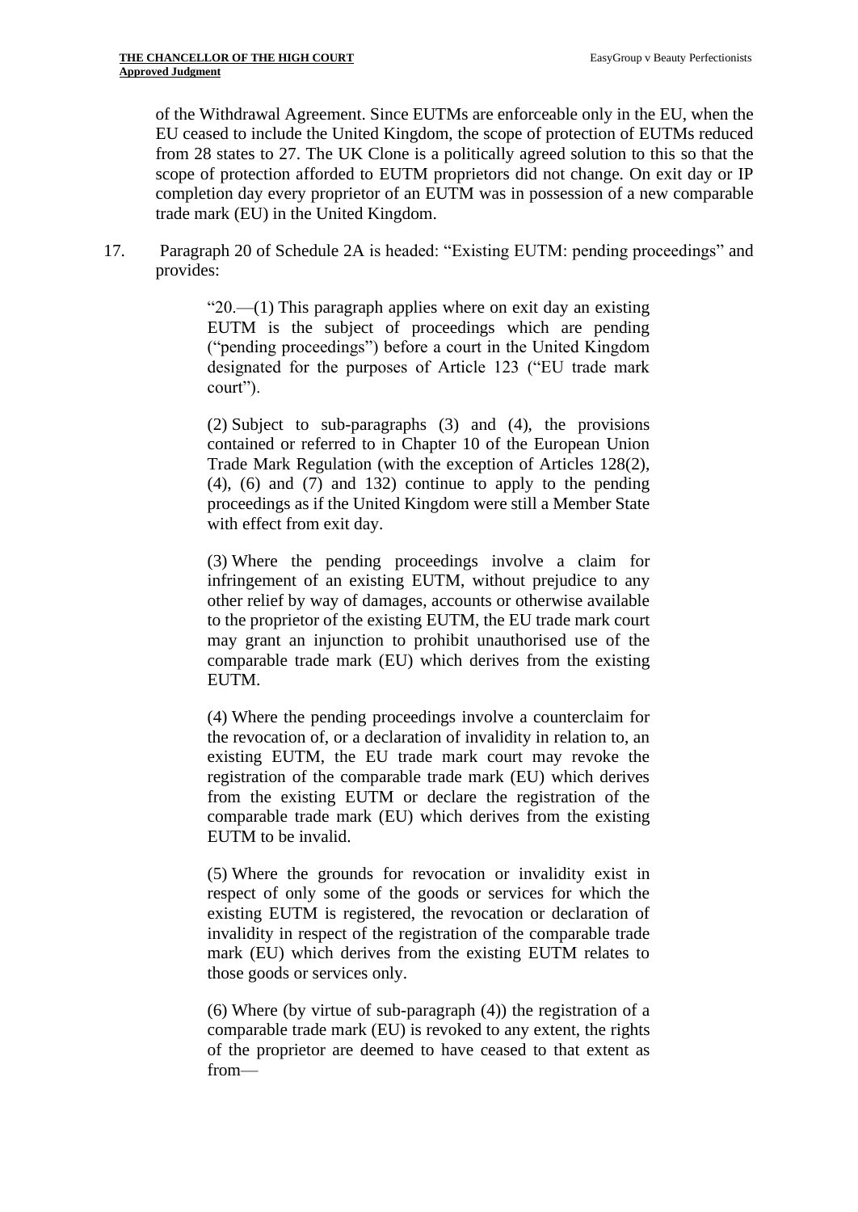of the Withdrawal Agreement. Since EUTMs are enforceable only in the EU, when the EU ceased to include the United Kingdom, the scope of protection of EUTMs reduced from 28 states to 27. The UK Clone is a politically agreed solution to this so that the scope of protection afforded to EUTM proprietors did not change. On exit day or IP completion day every proprietor of an EUTM was in possession of a new comparable trade mark (EU) in the United Kingdom.

17. Paragraph 20 of Schedule 2A is headed: "Existing EUTM: pending proceedings" and provides:

> "20.—(1) This paragraph applies where on exit day an existing EUTM is the subject of proceedings which are pending ("pending proceedings") before a court in the United Kingdom designated for the purposes of Article 123 ("EU trade mark court").
>
> (2) Subject to sub-paragraphs (3) and (4), the provisions contained or referred to in Chapter 10 of the European Union Trade Mark Regulation (with the exception of Articles 128(2), (4), (6) and (7) and 132) continue to apply to the pending proceedings as if the United Kingdom were still a Member State with effect from exit day.
>
> (3) Where the pending proceedings involve a claim for infringement of an existing EUTM, without prejudice to any other relief by way of damages, accounts or otherwise available to the proprietor of the existing EUTM, the EU trade mark court may grant an injunction to prohibit unauthorised use of the comparable trade mark (EU) which derives from the existing EUTM.
>
> (4) Where the pending proceedings involve a counterclaim for the revocation of, or a declaration of invalidity in relation to, an existing EUTM, the EU trade mark court may revoke the registration of the comparable trade mark (EU) which derives from the existing EUTM or declare the registration of the comparable trade mark (EU) which derives from the existing EUTM to be invalid.
>
> (5) Where the grounds for revocation or invalidity exist in respect of only some of the goods or services for which the existing EUTM is registered, the revocation or declaration of invalidity in respect of the registration of the comparable trade mark (EU) which derives from the existing EUTM relates to those goods or services only.
>
> (6) Where (by virtue of sub-paragraph (4)) the registration of a comparable trade mark (EU) is revoked to any extent, the rights of the proprietor are deemed to have ceased to that extent as from—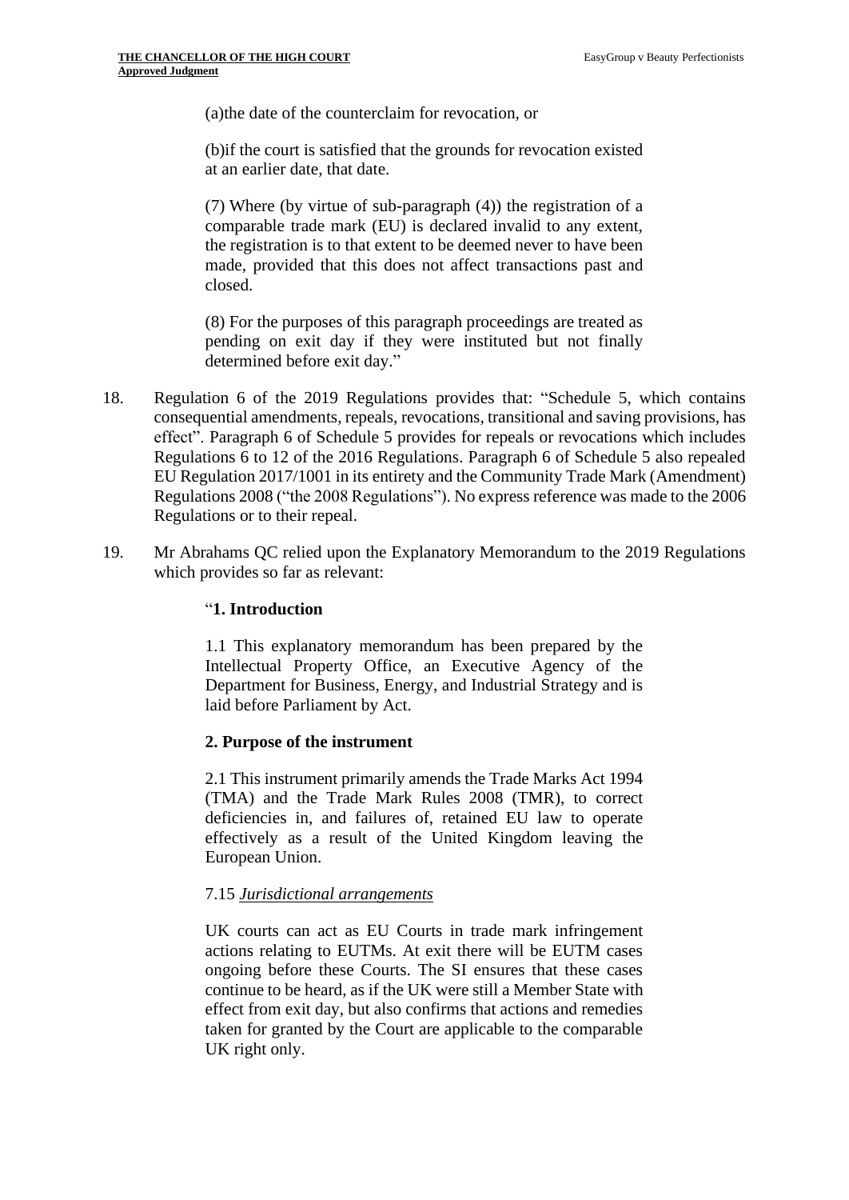> (a)the date of the counterclaim for revocation, or
>
> (b)if the court is satisfied that the grounds for revocation existed at an earlier date, that date.
>
> (7) Where (by virtue of sub-paragraph (4)) the registration of a comparable trade mark (EU) is declared invalid to any extent, the registration is to that extent to be deemed never to have been made, provided that this does not affect transactions past and closed.
>
> (8) For the purposes of this paragraph proceedings are treated as pending on exit day if they were instituted but not finally determined before exit day."

18. Regulation 6 of the 2019 Regulations provides that: "Schedule 5, which contains consequential amendments, repeals, revocations, transitional and saving provisions, has effect". Paragraph 6 of Schedule 5 provides for repeals or revocations which includes Regulations 6 to 12 of the 2016 Regulations. Paragraph 6 of Schedule 5 also repealed EU Regulation 2017/1001 in its entirety and the Community Trade Mark (Amendment) Regulations 2008 ("the 2008 Regulations"). No express reference was made to the 2006 Regulations or to their repeal.

19. Mr Abrahams QC relied upon the Explanatory Memorandum to the 2019 Regulations which provides so far as relevant:

> "**1. Introduction**
>
> 1.1 This explanatory memorandum has been prepared by the Intellectual Property Office, an Executive Agency of the Department for Business, Energy, and Industrial Strategy and is laid before Parliament by Act.
>
> **2. Purpose of the instrument**
>
> 2.1 This instrument primarily amends the Trade Marks Act 1994 (TMA) and the Trade Mark Rules 2008 (TMR), to correct deficiencies in, and failures of, retained EU law to operate effectively as a result of the United Kingdom leaving the European Union.
>
> 7.15 *Jurisdictional arrangements*
>
> UK courts can act as EU Courts in trade mark infringement actions relating to EUTMs. At exit there will be EUTM cases ongoing before these Courts. The SI ensures that these cases continue to be heard, as if the UK were still a Member State with effect from exit day, but also confirms that actions and remedies taken for granted by the Court are applicable to the comparable UK right only.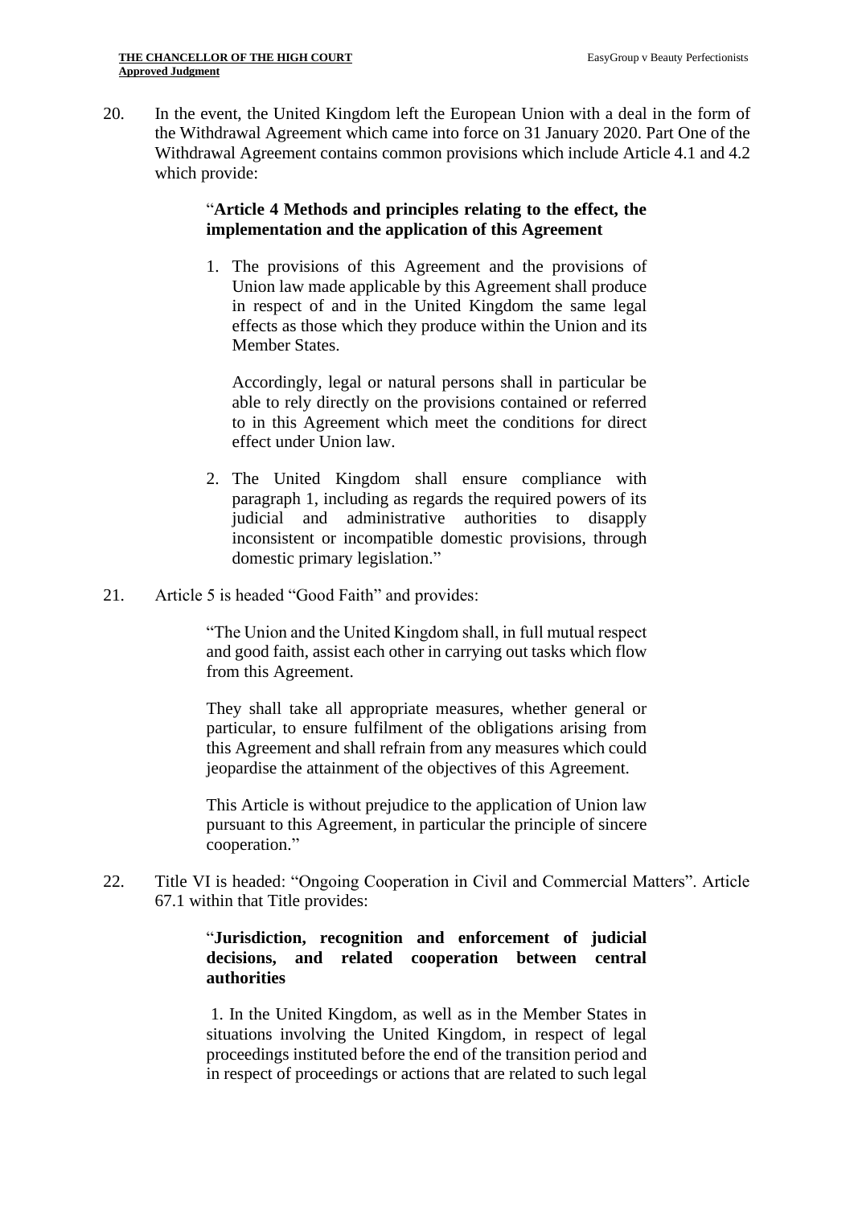20. In the event, the United Kingdom left the European Union with a deal in the form of the Withdrawal Agreement which came into force on 31 January 2020. Part One of the Withdrawal Agreement contains common provisions which include Article 4.1 and 4.2 which provide:

> "**Article 4 Methods and principles relating to the effect, the implementation and the application of this Agreement**
>
> 1. The provisions of this Agreement and the provisions of Union law made applicable by this Agreement shall produce in respect of and in the United Kingdom the same legal effects as those which they produce within the Union and its Member States.
>
>    Accordingly, legal or natural persons shall in particular be able to rely directly on the provisions contained or referred to in this Agreement which meet the conditions for direct effect under Union law.
>
> 2. The United Kingdom shall ensure compliance with paragraph 1, including as regards the required powers of its judicial and administrative authorities to disapply inconsistent or incompatible domestic provisions, through domestic primary legislation."

21. Article 5 is headed "Good Faith" and provides:

> "The Union and the United Kingdom shall, in full mutual respect and good faith, assist each other in carrying out tasks which flow from this Agreement.
>
> They shall take all appropriate measures, whether general or particular, to ensure fulfilment of the obligations arising from this Agreement and shall refrain from any measures which could jeopardise the attainment of the objectives of this Agreement.
>
> This Article is without prejudice to the application of Union law pursuant to this Agreement, in particular the principle of sincere cooperation."

22. Title VI is headed: "Ongoing Cooperation in Civil and Commercial Matters". Article 67.1 within that Title provides:

> "**Jurisdiction, recognition and enforcement of judicial decisions, and related cooperation between central authorities**
>
> 1. In the United Kingdom, as well as in the Member States in situations involving the United Kingdom, in respect of legal proceedings instituted before the end of the transition period and in respect of proceedings or actions that are related to such legal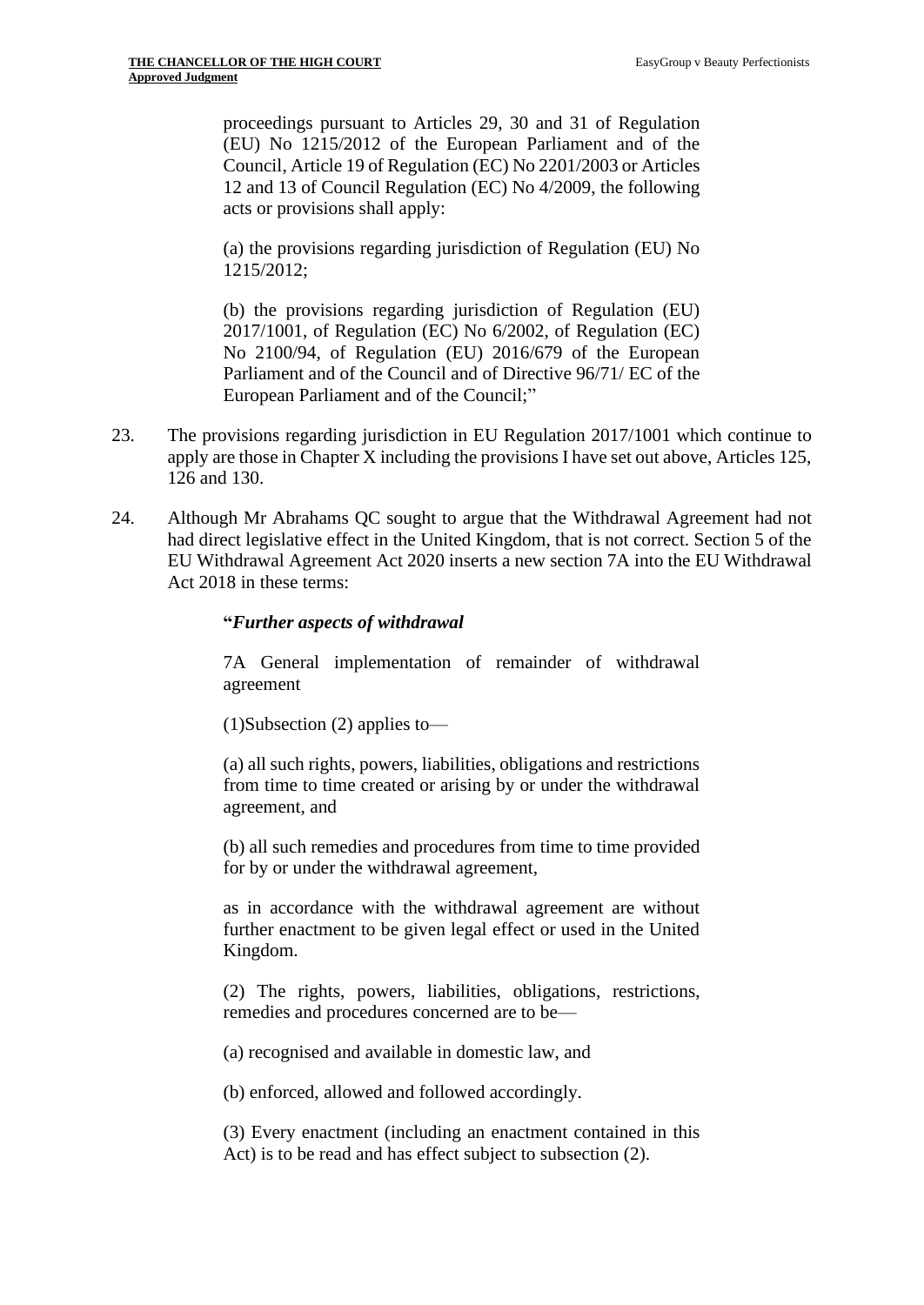> proceedings pursuant to Articles 29, 30 and 31 of Regulation (EU) No 1215/2012 of the European Parliament and of the Council, Article 19 of Regulation (EC) No 2201/2003 or Articles 12 and 13 of Council Regulation (EC) No 4/2009, the following acts or provisions shall apply:
>
> (a) the provisions regarding jurisdiction of Regulation (EU) No 1215/2012;
>
> (b) the provisions regarding jurisdiction of Regulation (EU) 2017/1001, of Regulation (EC) No 6/2002, of Regulation (EC) No 2100/94, of Regulation (EU) 2016/679 of the European Parliament and of the Council and of Directive 96/71/ EC of the European Parliament and of the Council;"

23. The provisions regarding jurisdiction in EU Regulation 2017/1001 which continue to apply are those in Chapter X including the provisions I have set out above, Articles 125, 126 and 130.

24. Although Mr Abrahams QC sought to argue that the Withdrawal Agreement had not had direct legislative effect in the United Kingdom, that is not correct. Section 5 of the EU Withdrawal Agreement Act 2020 inserts a new section 7A into the EU Withdrawal Act 2018 in these terms:

> "***Further aspects of withdrawal***
>
> 7A General implementation of remainder of withdrawal agreement
>
> (1)Subsection (2) applies to—
>
> (a) all such rights, powers, liabilities, obligations and restrictions from time to time created or arising by or under the withdrawal agreement, and
>
> (b) all such remedies and procedures from time to time provided for by or under the withdrawal agreement,
>
> as in accordance with the withdrawal agreement are without further enactment to be given legal effect or used in the United Kingdom.
>
> (2) The rights, powers, liabilities, obligations, restrictions, remedies and procedures concerned are to be—
>
> (a) recognised and available in domestic law, and
>
> (b) enforced, allowed and followed accordingly.
>
> (3) Every enactment (including an enactment contained in this Act) is to be read and has effect subject to subsection (2).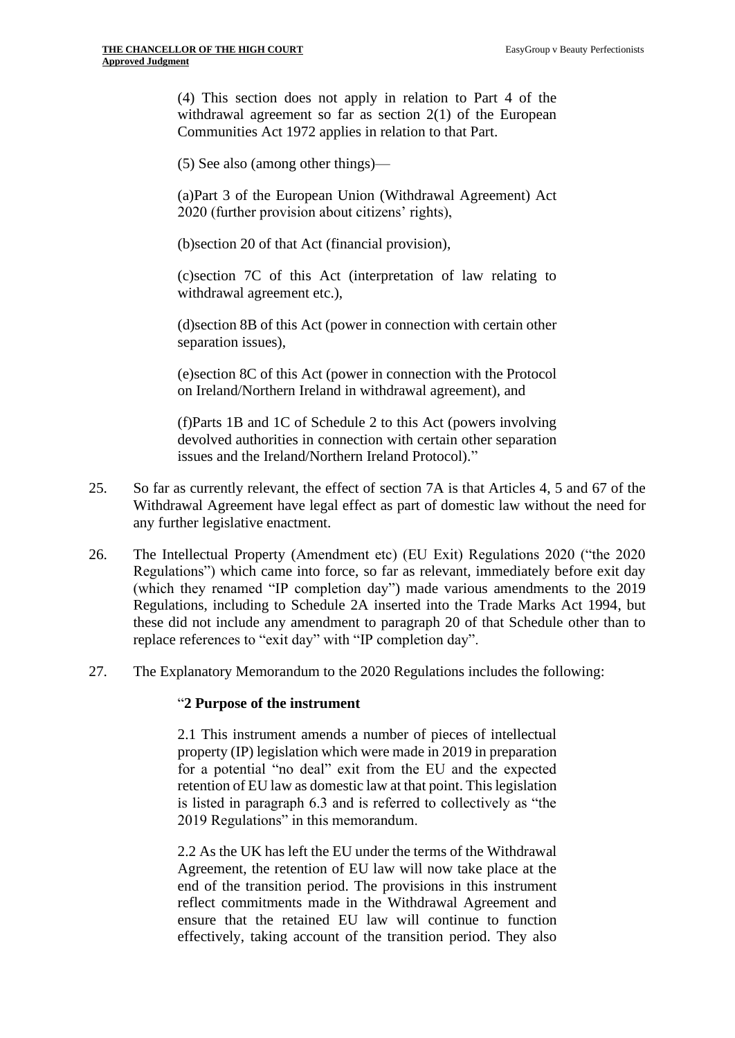> (4) This section does not apply in relation to Part 4 of the withdrawal agreement so far as section 2(1) of the European Communities Act 1972 applies in relation to that Part.
>
> (5) See also (among other things)—
>
> (a)Part 3 of the European Union (Withdrawal Agreement) Act 2020 (further provision about citizens' rights),
>
> (b)section 20 of that Act (financial provision),
>
> (c)section 7C of this Act (interpretation of law relating to withdrawal agreement etc.),
>
> (d)section 8B of this Act (power in connection with certain other separation issues),
>
> (e)section 8C of this Act (power in connection with the Protocol on Ireland/Northern Ireland in withdrawal agreement), and
>
> (f)Parts 1B and 1C of Schedule 2 to this Act (powers involving devolved authorities in connection with certain other separation issues and the Ireland/Northern Ireland Protocol)."

25. So far as currently relevant, the effect of section 7A is that Articles 4, 5 and 67 of the Withdrawal Agreement have legal effect as part of domestic law without the need for any further legislative enactment.

26. The Intellectual Property (Amendment etc) (EU Exit) Regulations 2020 ("the 2020 Regulations") which came into force, so far as relevant, immediately before exit day (which they renamed "IP completion day") made various amendments to the 2019 Regulations, including to Schedule 2A inserted into the Trade Marks Act 1994, but these did not include any amendment to paragraph 20 of that Schedule other than to replace references to "exit day" with "IP completion day".

27. The Explanatory Memorandum to the 2020 Regulations includes the following:

> "**2 Purpose of the instrument**
>
> 2.1 This instrument amends a number of pieces of intellectual property (IP) legislation which were made in 2019 in preparation for a potential "no deal" exit from the EU and the expected retention of EU law as domestic law at that point. This legislation is listed in paragraph 6.3 and is referred to collectively as "the 2019 Regulations" in this memorandum.
>
> 2.2 As the UK has left the EU under the terms of the Withdrawal Agreement, the retention of EU law will now take place at the end of the transition period. The provisions in this instrument reflect commitments made in the Withdrawal Agreement and ensure that the retained EU law will continue to function effectively, taking account of the transition period. They also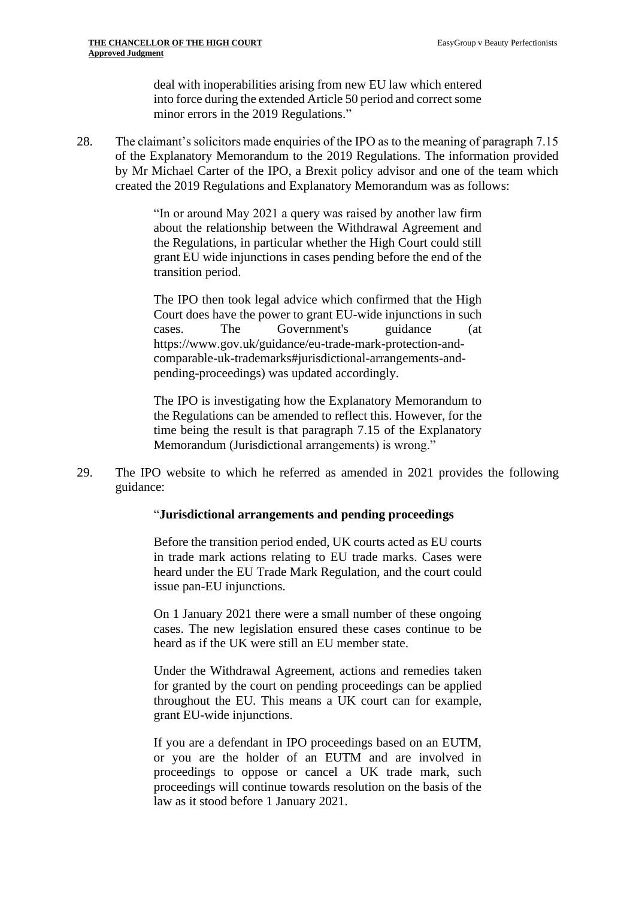deal with inoperabilities arising from new EU law which entered into force during the extended Article 50 period and correct some minor errors in the 2019 Regulations."

28. The claimant's solicitors made enquiries of the IPO as to the meaning of paragraph 7.15 of the Explanatory Memorandum to the 2019 Regulations. The information provided by Mr Michael Carter of the IPO, a Brexit policy advisor and one of the team which created the 2019 Regulations and Explanatory Memorandum was as follows:

> "In or around May 2021 a query was raised by another law firm about the relationship between the Withdrawal Agreement and the Regulations, in particular whether the High Court could still grant EU wide injunctions in cases pending before the end of the transition period.
>
> The IPO then took legal advice which confirmed that the High Court does have the power to grant EU-wide injunctions in such cases. The Government's guidance (at https://www.gov.uk/guidance/eu-trade-mark-protection-and-comparable-uk-trademarks#jurisdictional-arrangements-and-pending-proceedings) was updated accordingly.
>
> The IPO is investigating how the Explanatory Memorandum to the Regulations can be amended to reflect this. However, for the time being the result is that paragraph 7.15 of the Explanatory Memorandum (Jurisdictional arrangements) is wrong."

29. The IPO website to which he referred as amended in 2021 provides the following guidance:

> "**Jurisdictional arrangements and pending proceedings**
>
> Before the transition period ended, UK courts acted as EU courts in trade mark actions relating to EU trade marks. Cases were heard under the EU Trade Mark Regulation, and the court could issue pan-EU injunctions.
>
> On 1 January 2021 there were a small number of these ongoing cases. The new legislation ensured these cases continue to be heard as if the UK were still an EU member state.
>
> Under the Withdrawal Agreement, actions and remedies taken for granted by the court on pending proceedings can be applied throughout the EU. This means a UK court can for example, grant EU-wide injunctions.
>
> If you are a defendant in IPO proceedings based on an EUTM, or you are the holder of an EUTM and are involved in proceedings to oppose or cancel a UK trade mark, such proceedings will continue towards resolution on the basis of the law as it stood before 1 January 2021.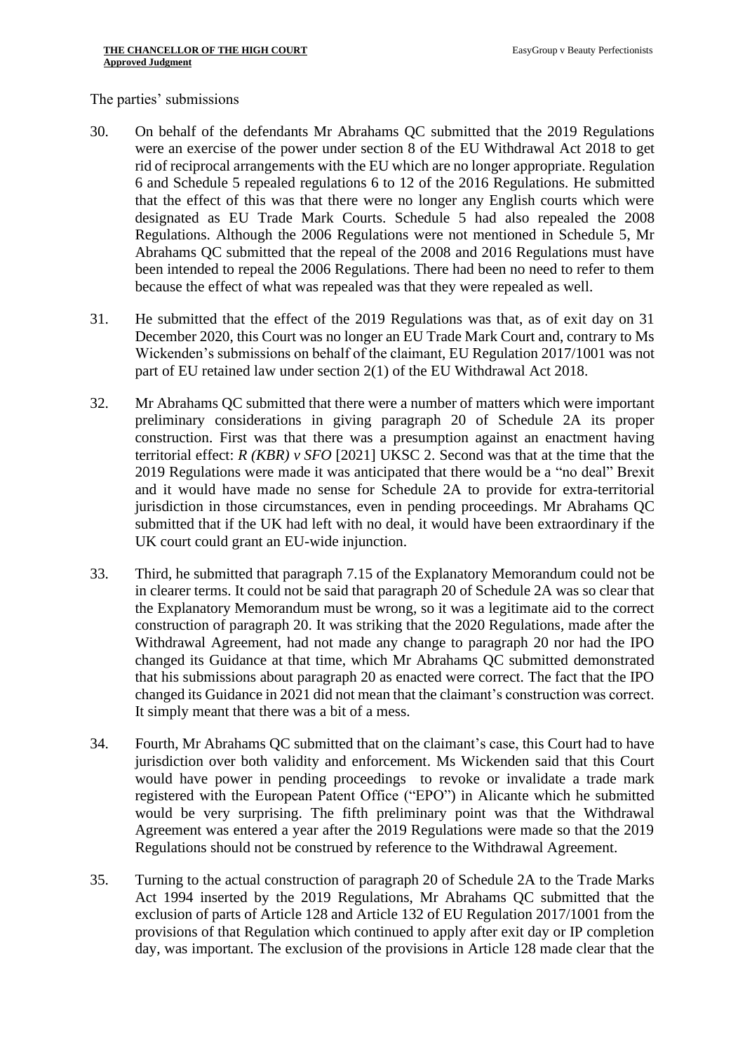The parties' submissions

30. On behalf of the defendants Mr Abrahams QC submitted that the 2019 Regulations were an exercise of the power under section 8 of the EU Withdrawal Act 2018 to get rid of reciprocal arrangements with the EU which are no longer appropriate. Regulation 6 and Schedule 5 repealed regulations 6 to 12 of the 2016 Regulations. He submitted that the effect of this was that there were no longer any English courts which were designated as EU Trade Mark Courts. Schedule 5 had also repealed the 2008 Regulations. Although the 2006 Regulations were not mentioned in Schedule 5, Mr Abrahams QC submitted that the repeal of the 2008 and 2016 Regulations must have been intended to repeal the 2006 Regulations. There had been no need to refer to them because the effect of what was repealed was that they were repealed as well.

31. He submitted that the effect of the 2019 Regulations was that, as of exit day on 31 December 2020, this Court was no longer an EU Trade Mark Court and, contrary to Ms Wickenden's submissions on behalf of the claimant, EU Regulation 2017/1001 was not part of EU retained law under section 2(1) of the EU Withdrawal Act 2018.

32. Mr Abrahams QC submitted that there were a number of matters which were important preliminary considerations in giving paragraph 20 of Schedule 2A its proper construction. First was that there was a presumption against an enactment having territorial effect: *R (KBR) v SFO* [2021] UKSC 2. Second was that at the time that the 2019 Regulations were made it was anticipated that there would be a "no deal" Brexit and it would have made no sense for Schedule 2A to provide for extra-territorial jurisdiction in those circumstances, even in pending proceedings. Mr Abrahams QC submitted that if the UK had left with no deal, it would have been extraordinary if the UK court could grant an EU-wide injunction.

33. Third, he submitted that paragraph 7.15 of the Explanatory Memorandum could not be in clearer terms. It could not be said that paragraph 20 of Schedule 2A was so clear that the Explanatory Memorandum must be wrong, so it was a legitimate aid to the correct construction of paragraph 20. It was striking that the 2020 Regulations, made after the Withdrawal Agreement, had not made any change to paragraph 20 nor had the IPO changed its Guidance at that time, which Mr Abrahams QC submitted demonstrated that his submissions about paragraph 20 as enacted were correct. The fact that the IPO changed its Guidance in 2021 did not mean that the claimant's construction was correct. It simply meant that there was a bit of a mess.

34. Fourth, Mr Abrahams QC submitted that on the claimant's case, this Court had to have jurisdiction over both validity and enforcement. Ms Wickenden said that this Court would have power in pending proceedings to revoke or invalidate a trade mark registered with the European Patent Office ("EPO") in Alicante which he submitted would be very surprising. The fifth preliminary point was that the Withdrawal Agreement was entered a year after the 2019 Regulations were made so that the 2019 Regulations should not be construed by reference to the Withdrawal Agreement.

35. Turning to the actual construction of paragraph 20 of Schedule 2A to the Trade Marks Act 1994 inserted by the 2019 Regulations, Mr Abrahams QC submitted that the exclusion of parts of Article 128 and Article 132 of EU Regulation 2017/1001 from the provisions of that Regulation which continued to apply after exit day or IP completion day, was important. The exclusion of the provisions in Article 128 made clear that the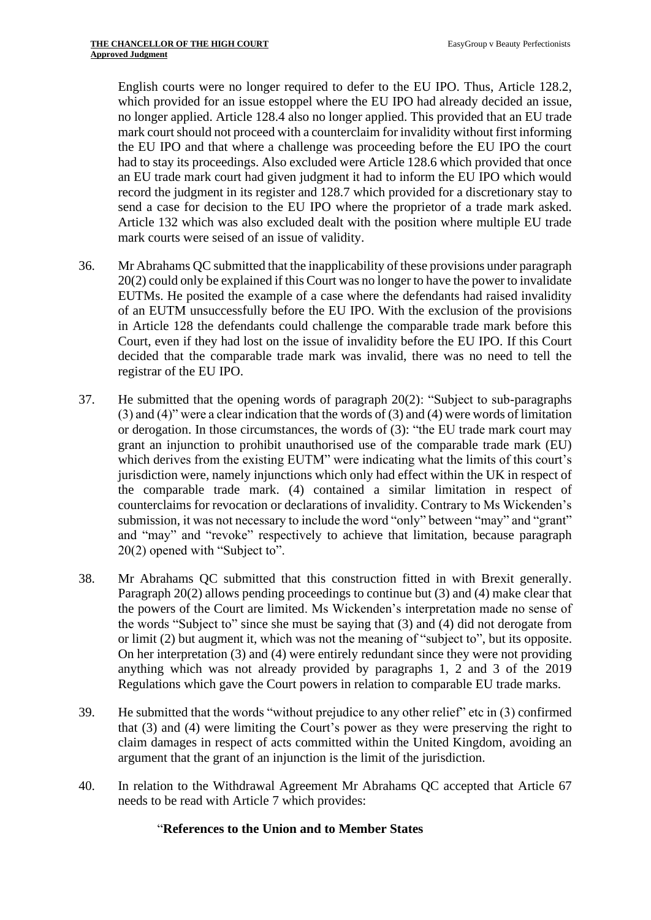English courts were no longer required to defer to the EU IPO. Thus, Article 128.2, which provided for an issue estoppel where the EU IPO had already decided an issue, no longer applied. Article 128.4 also no longer applied. This provided that an EU trade mark court should not proceed with a counterclaim for invalidity without first informing the EU IPO and that where a challenge was proceeding before the EU IPO the court had to stay its proceedings. Also excluded were Article 128.6 which provided that once an EU trade mark court had given judgment it had to inform the EU IPO which would record the judgment in its register and 128.7 which provided for a discretionary stay to send a case for decision to the EU IPO where the proprietor of a trade mark asked. Article 132 which was also excluded dealt with the position where multiple EU trade mark courts were seised of an issue of validity.

36. Mr Abrahams QC submitted that the inapplicability of these provisions under paragraph 20(2) could only be explained if this Court was no longer to have the power to invalidate EUTMs. He posited the example of a case where the defendants had raised invalidity of an EUTM unsuccessfully before the EU IPO. With the exclusion of the provisions in Article 128 the defendants could challenge the comparable trade mark before this Court, even if they had lost on the issue of invalidity before the EU IPO. If this Court decided that the comparable trade mark was invalid, there was no need to tell the registrar of the EU IPO.

37. He submitted that the opening words of paragraph 20(2): "Subject to sub-paragraphs (3) and (4)" were a clear indication that the words of (3) and (4) were words of limitation or derogation. In those circumstances, the words of (3): "the EU trade mark court may grant an injunction to prohibit unauthorised use of the comparable trade mark (EU) which derives from the existing EUTM" were indicating what the limits of this court's jurisdiction were, namely injunctions which only had effect within the UK in respect of the comparable trade mark. (4) contained a similar limitation in respect of counterclaims for revocation or declarations of invalidity. Contrary to Ms Wickenden's submission, it was not necessary to include the word "only" between "may" and "grant" and "may" and "revoke" respectively to achieve that limitation, because paragraph 20(2) opened with "Subject to".

38. Mr Abrahams QC submitted that this construction fitted in with Brexit generally. Paragraph 20(2) allows pending proceedings to continue but (3) and (4) make clear that the powers of the Court are limited. Ms Wickenden's interpretation made no sense of the words "Subject to" since she must be saying that (3) and (4) did not derogate from or limit (2) but augment it, which was not the meaning of "subject to", but its opposite. On her interpretation (3) and (4) were entirely redundant since they were not providing anything which was not already provided by paragraphs 1, 2 and 3 of the 2019 Regulations which gave the Court powers in relation to comparable EU trade marks.

39. He submitted that the words "without prejudice to any other relief" etc in (3) confirmed that (3) and (4) were limiting the Court's power as they were preserving the right to claim damages in respect of acts committed within the United Kingdom, avoiding an argument that the grant of an injunction is the limit of the jurisdiction.

40. In relation to the Withdrawal Agreement Mr Abrahams QC accepted that Article 67 needs to be read with Article 7 which provides:

"**References to the Union and to Member States**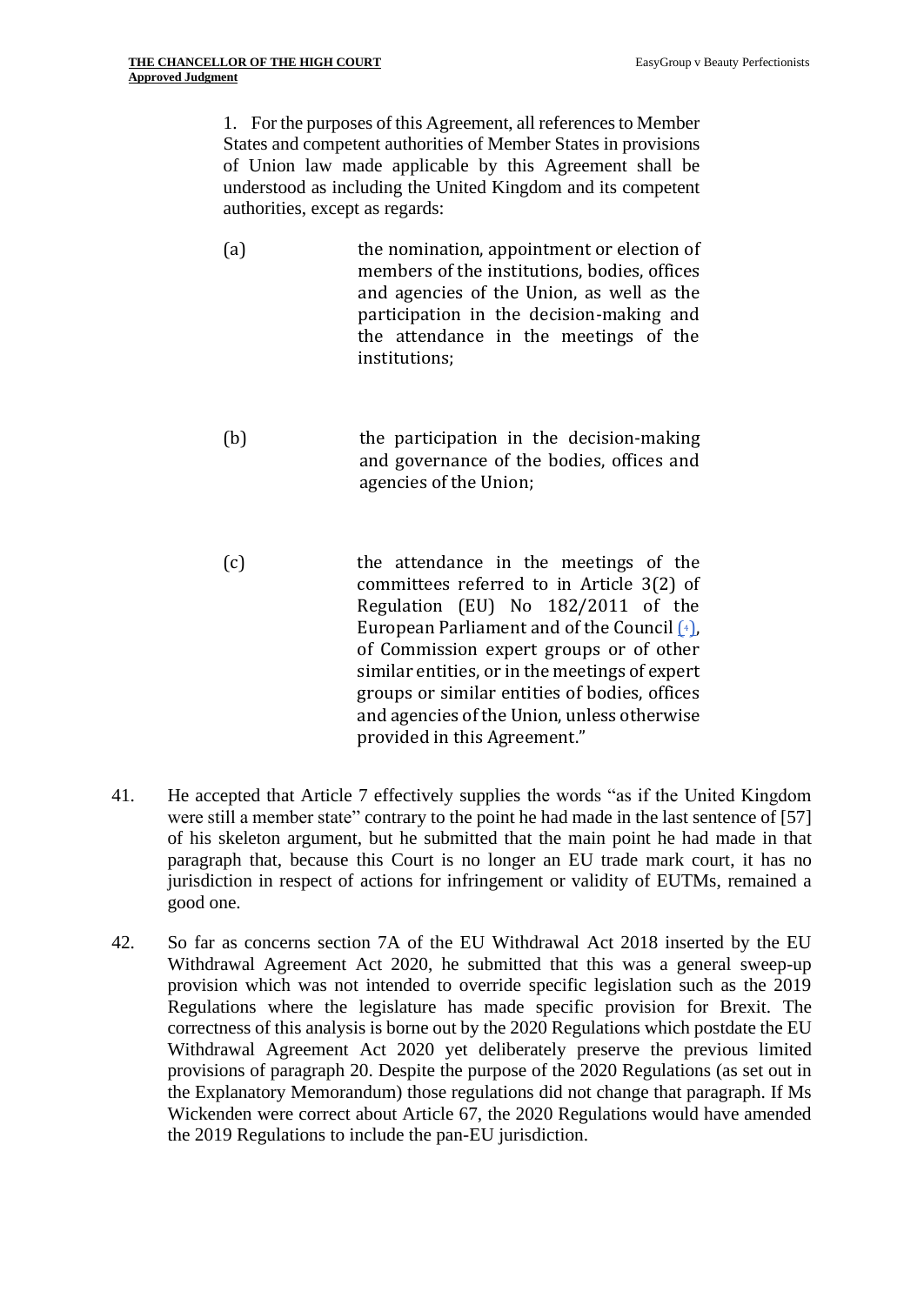> 1. For the purposes of this Agreement, all references to Member States and competent authorities of Member States in provisions of Union law made applicable by this Agreement shall be understood as including the United Kingdom and its competent authorities, except as regards:
>
> (a) the nomination, appointment or election of members of the institutions, bodies, offices and agencies of the Union, as well as the participation in the decision-making and the attendance in the meetings of the institutions;
>
> (b) the participation in the decision-making and governance of the bodies, offices and agencies of the Union;
>
> (c) the attendance in the meetings of the committees referred to in Article 3(2) of Regulation (EU) No 182/2011 of the European Parliament and of the Council [4], of Commission expert groups or of other similar entities, or in the meetings of expert groups or similar entities of bodies, offices and agencies of the Union, unless otherwise provided in this Agreement."

41. He accepted that Article 7 effectively supplies the words "as if the United Kingdom were still a member state" contrary to the point he had made in the last sentence of [57] of his skeleton argument, but he submitted that the main point he had made in that paragraph that, because this Court is no longer an EU trade mark court, it has no jurisdiction in respect of actions for infringement or validity of EUTMs, remained a good one.

42. So far as concerns section 7A of the EU Withdrawal Act 2018 inserted by the EU Withdrawal Agreement Act 2020, he submitted that this was a general sweep-up provision which was not intended to override specific legislation such as the 2019 Regulations where the legislature has made specific provision for Brexit. The correctness of this analysis is borne out by the 2020 Regulations which postdate the EU Withdrawal Agreement Act 2020 yet deliberately preserve the previous limited provisions of paragraph 20. Despite the purpose of the 2020 Regulations (as set out in the Explanatory Memorandum) those regulations did not change that paragraph. If Ms Wickenden were correct about Article 67, the 2020 Regulations would have amended the 2019 Regulations to include the pan-EU jurisdiction.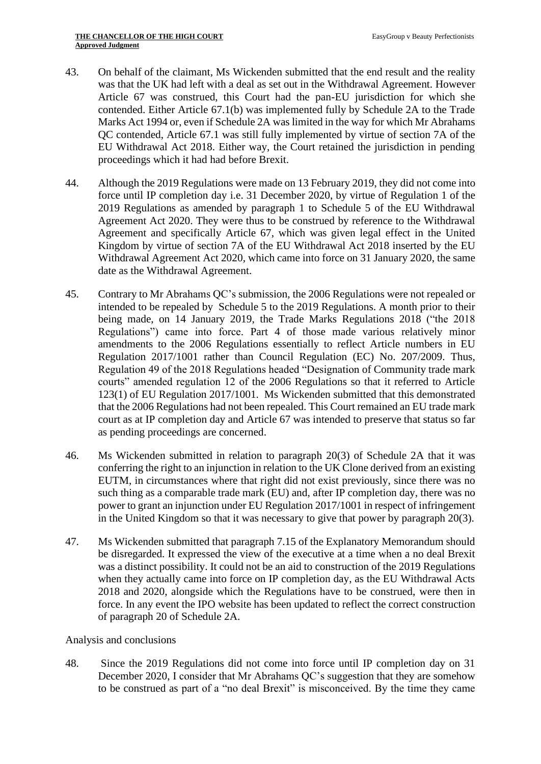43. On behalf of the claimant, Ms Wickenden submitted that the end result and the reality was that the UK had left with a deal as set out in the Withdrawal Agreement. However Article 67 was construed, this Court had the pan-EU jurisdiction for which she contended. Either Article 67.1(b) was implemented fully by Schedule 2A to the Trade Marks Act 1994 or, even if Schedule 2A was limited in the way for which Mr Abrahams QC contended, Article 67.1 was still fully implemented by virtue of section 7A of the EU Withdrawal Act 2018. Either way, the Court retained the jurisdiction in pending proceedings which it had had before Brexit.

44. Although the 2019 Regulations were made on 13 February 2019, they did not come into force until IP completion day i.e. 31 December 2020, by virtue of Regulation 1 of the 2019 Regulations as amended by paragraph 1 to Schedule 5 of the EU Withdrawal Agreement Act 2020. They were thus to be construed by reference to the Withdrawal Agreement and specifically Article 67, which was given legal effect in the United Kingdom by virtue of section 7A of the EU Withdrawal Act 2018 inserted by the EU Withdrawal Agreement Act 2020, which came into force on 31 January 2020, the same date as the Withdrawal Agreement.

45. Contrary to Mr Abrahams QC's submission, the 2006 Regulations were not repealed or intended to be repealed by Schedule 5 to the 2019 Regulations. A month prior to their being made, on 14 January 2019, the Trade Marks Regulations 2018 ("the 2018 Regulations") came into force. Part 4 of those made various relatively minor amendments to the 2006 Regulations essentially to reflect Article numbers in EU Regulation 2017/1001 rather than Council Regulation (EC) No. 207/2009. Thus, Regulation 49 of the 2018 Regulations headed "Designation of Community trade mark courts" amended regulation 12 of the 2006 Regulations so that it referred to Article 123(1) of EU Regulation 2017/1001. Ms Wickenden submitted that this demonstrated that the 2006 Regulations had not been repealed. This Court remained an EU trade mark court as at IP completion day and Article 67 was intended to preserve that status so far as pending proceedings are concerned.

46. Ms Wickenden submitted in relation to paragraph 20(3) of Schedule 2A that it was conferring the right to an injunction in relation to the UK Clone derived from an existing EUTM, in circumstances where that right did not exist previously, since there was no such thing as a comparable trade mark (EU) and, after IP completion day, there was no power to grant an injunction under EU Regulation 2017/1001 in respect of infringement in the United Kingdom so that it was necessary to give that power by paragraph 20(3).

47. Ms Wickenden submitted that paragraph 7.15 of the Explanatory Memorandum should be disregarded. It expressed the view of the executive at a time when a no deal Brexit was a distinct possibility. It could not be an aid to construction of the 2019 Regulations when they actually came into force on IP completion day, as the EU Withdrawal Acts 2018 and 2020, alongside which the Regulations have to be construed, were then in force. In any event the IPO website has been updated to reflect the correct construction of paragraph 20 of Schedule 2A.

Analysis and conclusions

48. Since the 2019 Regulations did not come into force until IP completion day on 31 December 2020, I consider that Mr Abrahams QC's suggestion that they are somehow to be construed as part of a "no deal Brexit" is misconceived. By the time they came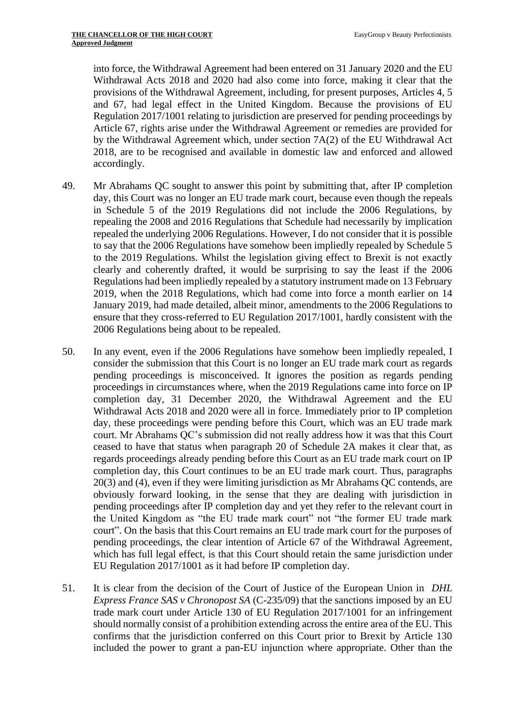into force, the Withdrawal Agreement had been entered on 31 January 2020 and the EU Withdrawal Acts 2018 and 2020 had also come into force, making it clear that the provisions of the Withdrawal Agreement, including, for present purposes, Articles 4, 5 and 67, had legal effect in the United Kingdom. Because the provisions of EU Regulation 2017/1001 relating to jurisdiction are preserved for pending proceedings by Article 67, rights arise under the Withdrawal Agreement or remedies are provided for by the Withdrawal Agreement which, under section 7A(2) of the EU Withdrawal Act 2018, are to be recognised and available in domestic law and enforced and allowed accordingly.

49. Mr Abrahams QC sought to answer this point by submitting that, after IP completion day, this Court was no longer an EU trade mark court, because even though the repeals in Schedule 5 of the 2019 Regulations did not include the 2006 Regulations, by repealing the 2008 and 2016 Regulations that Schedule had necessarily by implication repealed the underlying 2006 Regulations. However, I do not consider that it is possible to say that the 2006 Regulations have somehow been impliedly repealed by Schedule 5 to the 2019 Regulations. Whilst the legislation giving effect to Brexit is not exactly clearly and coherently drafted, it would be surprising to say the least if the 2006 Regulations had been impliedly repealed by a statutory instrument made on 13 February 2019, when the 2018 Regulations, which had come into force a month earlier on 14 January 2019, had made detailed, albeit minor, amendments to the 2006 Regulations to ensure that they cross-referred to EU Regulation 2017/1001, hardly consistent with the 2006 Regulations being about to be repealed.

50. In any event, even if the 2006 Regulations have somehow been impliedly repealed, I consider the submission that this Court is no longer an EU trade mark court as regards pending proceedings is misconceived. It ignores the position as regards pending proceedings in circumstances where, when the 2019 Regulations came into force on IP completion day, 31 December 2020, the Withdrawal Agreement and the EU Withdrawal Acts 2018 and 2020 were all in force. Immediately prior to IP completion day, these proceedings were pending before this Court, which was an EU trade mark court. Mr Abrahams QC's submission did not really address how it was that this Court ceased to have that status when paragraph 20 of Schedule 2A makes it clear that, as regards proceedings already pending before this Court as an EU trade mark court on IP completion day, this Court continues to be an EU trade mark court. Thus, paragraphs 20(3) and (4), even if they were limiting jurisdiction as Mr Abrahams QC contends, are obviously forward looking, in the sense that they are dealing with jurisdiction in pending proceedings after IP completion day and yet they refer to the relevant court in the United Kingdom as "the EU trade mark court" not "the former EU trade mark court". On the basis that this Court remains an EU trade mark court for the purposes of pending proceedings, the clear intention of Article 67 of the Withdrawal Agreement, which has full legal effect, is that this Court should retain the same jurisdiction under EU Regulation 2017/1001 as it had before IP completion day.

51. It is clear from the decision of the Court of Justice of the European Union in *DHL Express France SAS v Chronopost SA* (C-235/09) that the sanctions imposed by an EU trade mark court under Article 130 of EU Regulation 2017/1001 for an infringement should normally consist of a prohibition extending across the entire area of the EU. This confirms that the jurisdiction conferred on this Court prior to Brexit by Article 130 included the power to grant a pan-EU injunction where appropriate. Other than the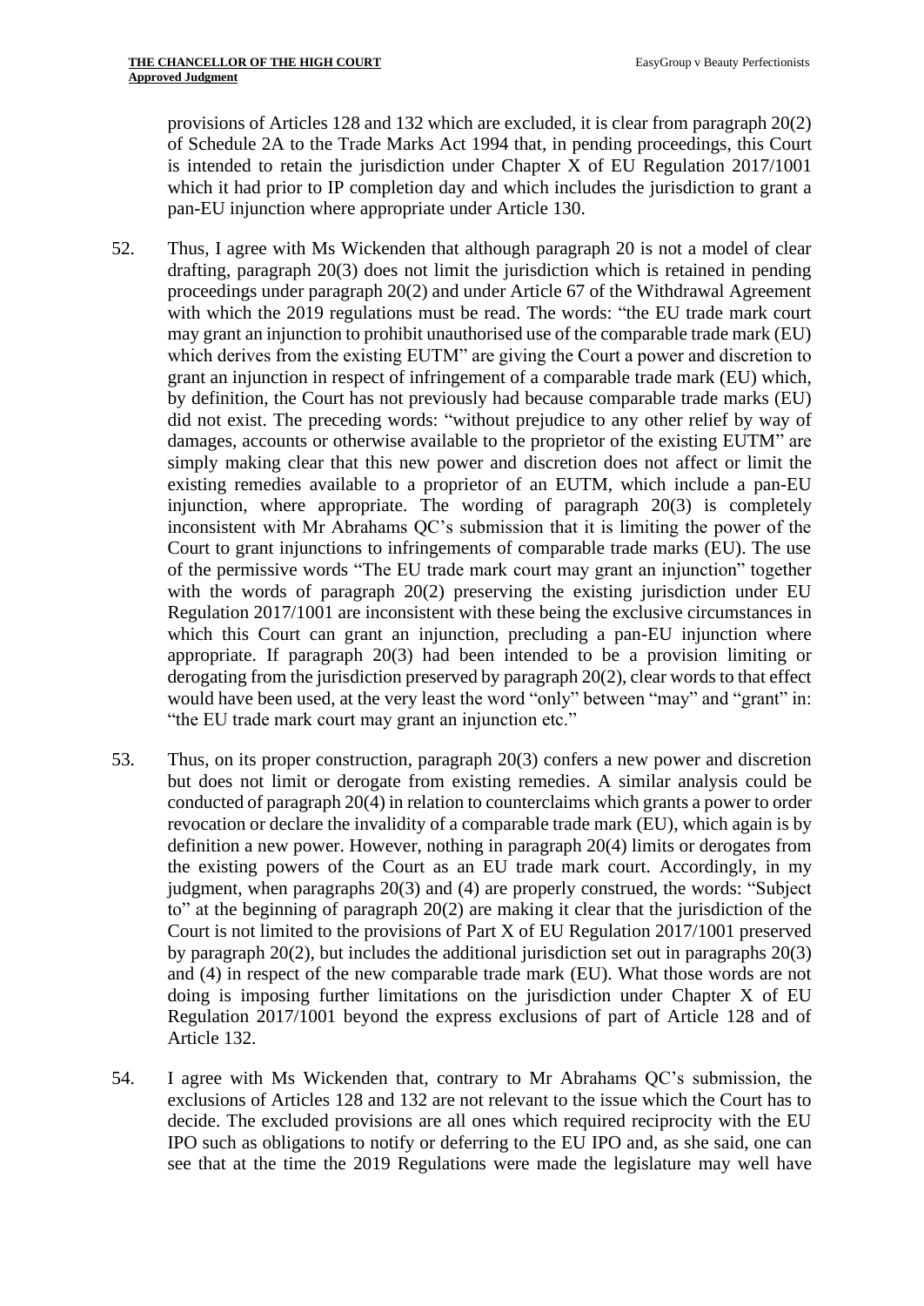provisions of Articles 128 and 132 which are excluded, it is clear from paragraph 20(2) of Schedule 2A to the Trade Marks Act 1994 that, in pending proceedings, this Court is intended to retain the jurisdiction under Chapter X of EU Regulation 2017/1001 which it had prior to IP completion day and which includes the jurisdiction to grant a pan-EU injunction where appropriate under Article 130.

52. Thus, I agree with Ms Wickenden that although paragraph 20 is not a model of clear drafting, paragraph 20(3) does not limit the jurisdiction which is retained in pending proceedings under paragraph 20(2) and under Article 67 of the Withdrawal Agreement with which the 2019 regulations must be read. The words: "the EU trade mark court may grant an injunction to prohibit unauthorised use of the comparable trade mark (EU) which derives from the existing EUTM" are giving the Court a power and discretion to grant an injunction in respect of infringement of a comparable trade mark (EU) which, by definition, the Court has not previously had because comparable trade marks (EU) did not exist. The preceding words: "without prejudice to any other relief by way of damages, accounts or otherwise available to the proprietor of the existing EUTM" are simply making clear that this new power and discretion does not affect or limit the existing remedies available to a proprietor of an EUTM, which include a pan-EU injunction, where appropriate. The wording of paragraph 20(3) is completely inconsistent with Mr Abrahams QC's submission that it is limiting the power of the Court to grant injunctions to infringements of comparable trade marks (EU). The use of the permissive words "The EU trade mark court may grant an injunction" together with the words of paragraph 20(2) preserving the existing jurisdiction under EU Regulation 2017/1001 are inconsistent with these being the exclusive circumstances in which this Court can grant an injunction, precluding a pan-EU injunction where appropriate. If paragraph 20(3) had been intended to be a provision limiting or derogating from the jurisdiction preserved by paragraph 20(2), clear words to that effect would have been used, at the very least the word "only" between "may" and "grant" in: "the EU trade mark court may grant an injunction etc."

53. Thus, on its proper construction, paragraph 20(3) confers a new power and discretion but does not limit or derogate from existing remedies. A similar analysis could be conducted of paragraph 20(4) in relation to counterclaims which grants a power to order revocation or declare the invalidity of a comparable trade mark (EU), which again is by definition a new power. However, nothing in paragraph 20(4) limits or derogates from the existing powers of the Court as an EU trade mark court. Accordingly, in my judgment, when paragraphs 20(3) and (4) are properly construed, the words: "Subject to" at the beginning of paragraph 20(2) are making it clear that the jurisdiction of the Court is not limited to the provisions of Part X of EU Regulation 2017/1001 preserved by paragraph 20(2), but includes the additional jurisdiction set out in paragraphs 20(3) and (4) in respect of the new comparable trade mark (EU). What those words are not doing is imposing further limitations on the jurisdiction under Chapter X of EU Regulation 2017/1001 beyond the express exclusions of part of Article 128 and of Article 132.

54. I agree with Ms Wickenden that, contrary to Mr Abrahams QC's submission, the exclusions of Articles 128 and 132 are not relevant to the issue which the Court has to decide. The excluded provisions are all ones which required reciprocity with the EU IPO such as obligations to notify or deferring to the EU IPO and, as she said, one can see that at the time the 2019 Regulations were made the legislature may well have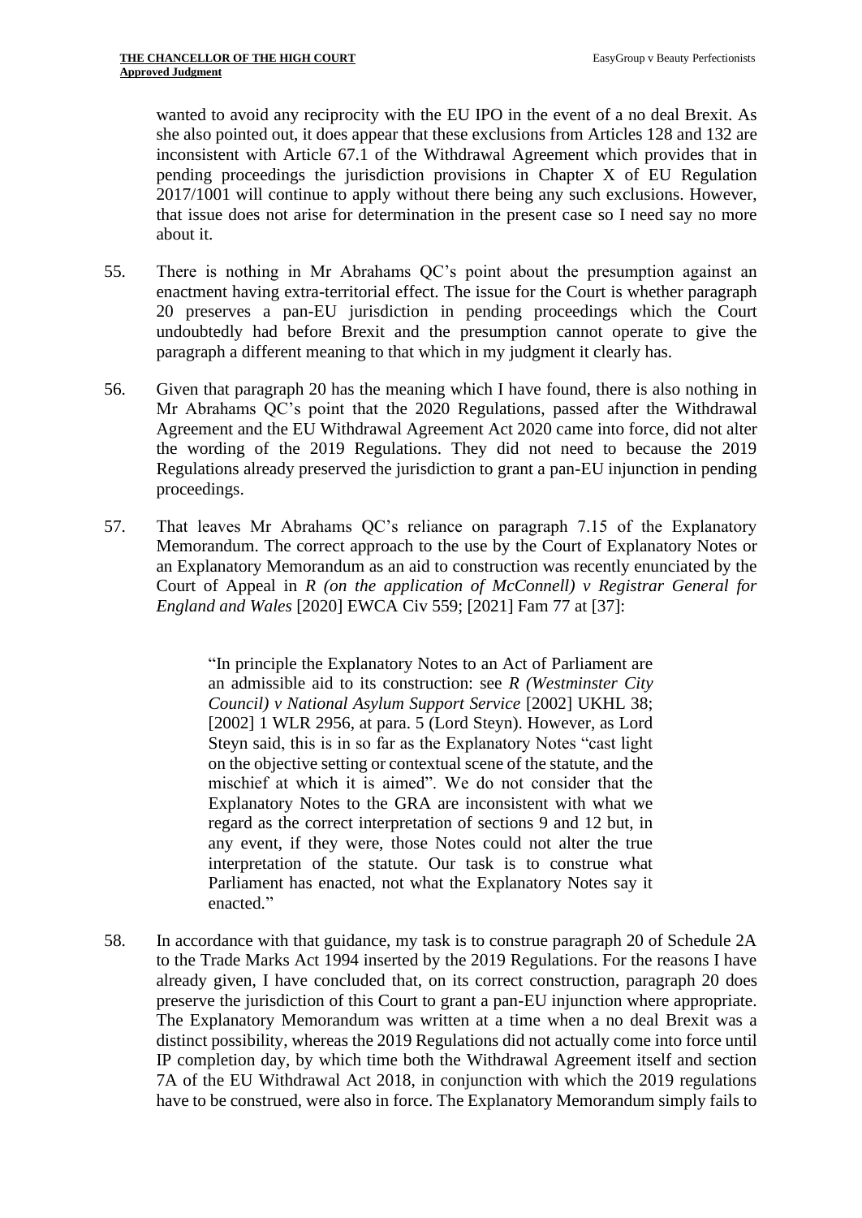wanted to avoid any reciprocity with the EU IPO in the event of a no deal Brexit. As she also pointed out, it does appear that these exclusions from Articles 128 and 132 are inconsistent with Article 67.1 of the Withdrawal Agreement which provides that in pending proceedings the jurisdiction provisions in Chapter X of EU Regulation 2017/1001 will continue to apply without there being any such exclusions. However, that issue does not arise for determination in the present case so I need say no more about it.

55. There is nothing in Mr Abrahams QC's point about the presumption against an enactment having extra-territorial effect. The issue for the Court is whether paragraph 20 preserves a pan-EU jurisdiction in pending proceedings which the Court undoubtedly had before Brexit and the presumption cannot operate to give the paragraph a different meaning to that which in my judgment it clearly has.

56. Given that paragraph 20 has the meaning which I have found, there is also nothing in Mr Abrahams QC's point that the 2020 Regulations, passed after the Withdrawal Agreement and the EU Withdrawal Agreement Act 2020 came into force, did not alter the wording of the 2019 Regulations. They did not need to because the 2019 Regulations already preserved the jurisdiction to grant a pan-EU injunction in pending proceedings.

57. That leaves Mr Abrahams QC's reliance on paragraph 7.15 of the Explanatory Memorandum. The correct approach to the use by the Court of Explanatory Notes or an Explanatory Memorandum as an aid to construction was recently enunciated by the Court of Appeal in *R (on the application of McConnell) v Registrar General for England and Wales* [2020] EWCA Civ 559; [2021] Fam 77 at [37]:

> "In principle the Explanatory Notes to an Act of Parliament are an admissible aid to its construction: see *R (Westminster City Council) v National Asylum Support Service* [2002] UKHL 38; [2002] 1 WLR 2956, at para. 5 (Lord Steyn). However, as Lord Steyn said, this is in so far as the Explanatory Notes "cast light on the objective setting or contextual scene of the statute, and the mischief at which it is aimed". We do not consider that the Explanatory Notes to the GRA are inconsistent with what we regard as the correct interpretation of sections 9 and 12 but, in any event, if they were, those Notes could not alter the true interpretation of the statute. Our task is to construe what Parliament has enacted, not what the Explanatory Notes say it enacted."

58. In accordance with that guidance, my task is to construe paragraph 20 of Schedule 2A to the Trade Marks Act 1994 inserted by the 2019 Regulations. For the reasons I have already given, I have concluded that, on its correct construction, paragraph 20 does preserve the jurisdiction of this Court to grant a pan-EU injunction where appropriate. The Explanatory Memorandum was written at a time when a no deal Brexit was a distinct possibility, whereas the 2019 Regulations did not actually come into force until IP completion day, by which time both the Withdrawal Agreement itself and section 7A of the EU Withdrawal Act 2018, in conjunction with which the 2019 regulations have to be construed, were also in force. The Explanatory Memorandum simply fails to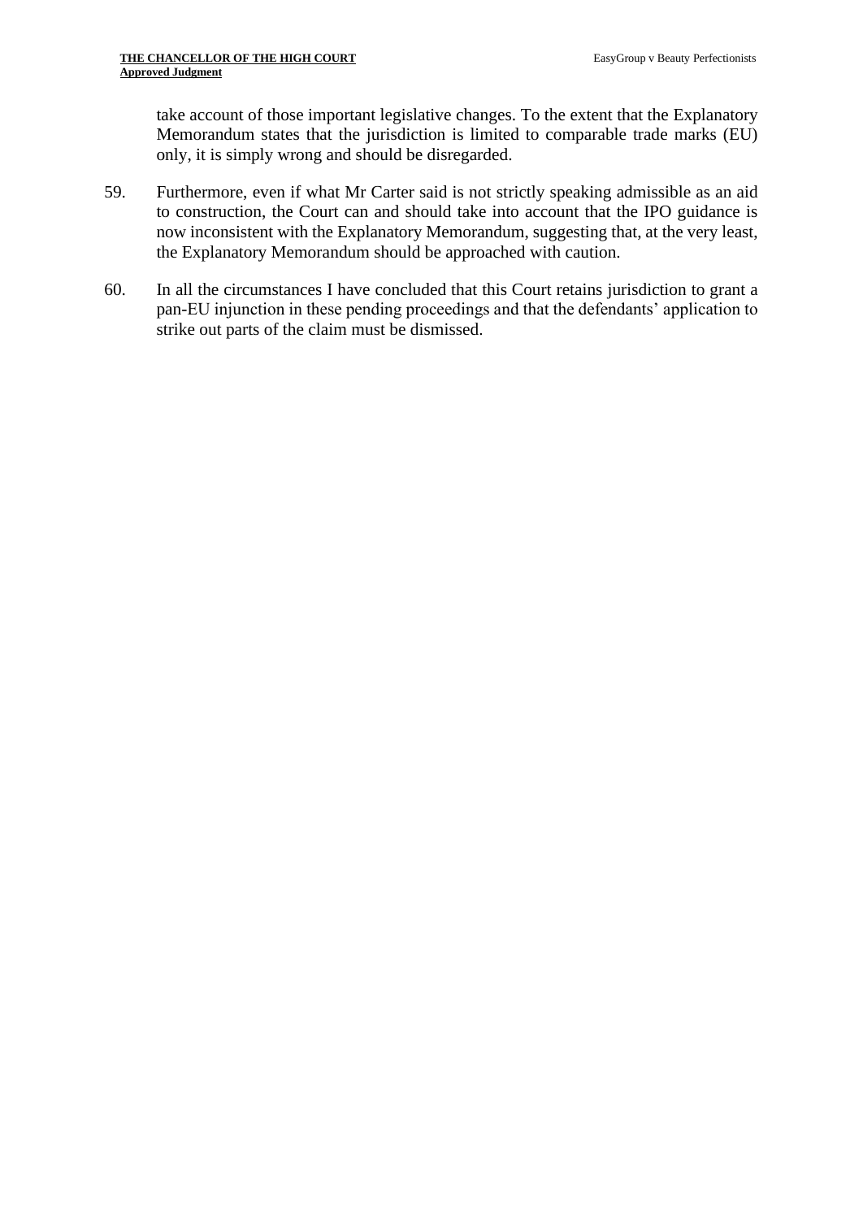take account of those important legislative changes. To the extent that the Explanatory Memorandum states that the jurisdiction is limited to comparable trade marks (EU) only, it is simply wrong and should be disregarded.

59. Furthermore, even if what Mr Carter said is not strictly speaking admissible as an aid to construction, the Court can and should take into account that the IPO guidance is now inconsistent with the Explanatory Memorandum, suggesting that, at the very least, the Explanatory Memorandum should be approached with caution.

60. In all the circumstances I have concluded that this Court retains jurisdiction to grant a pan-EU injunction in these pending proceedings and that the defendants' application to strike out parts of the claim must be dismissed.